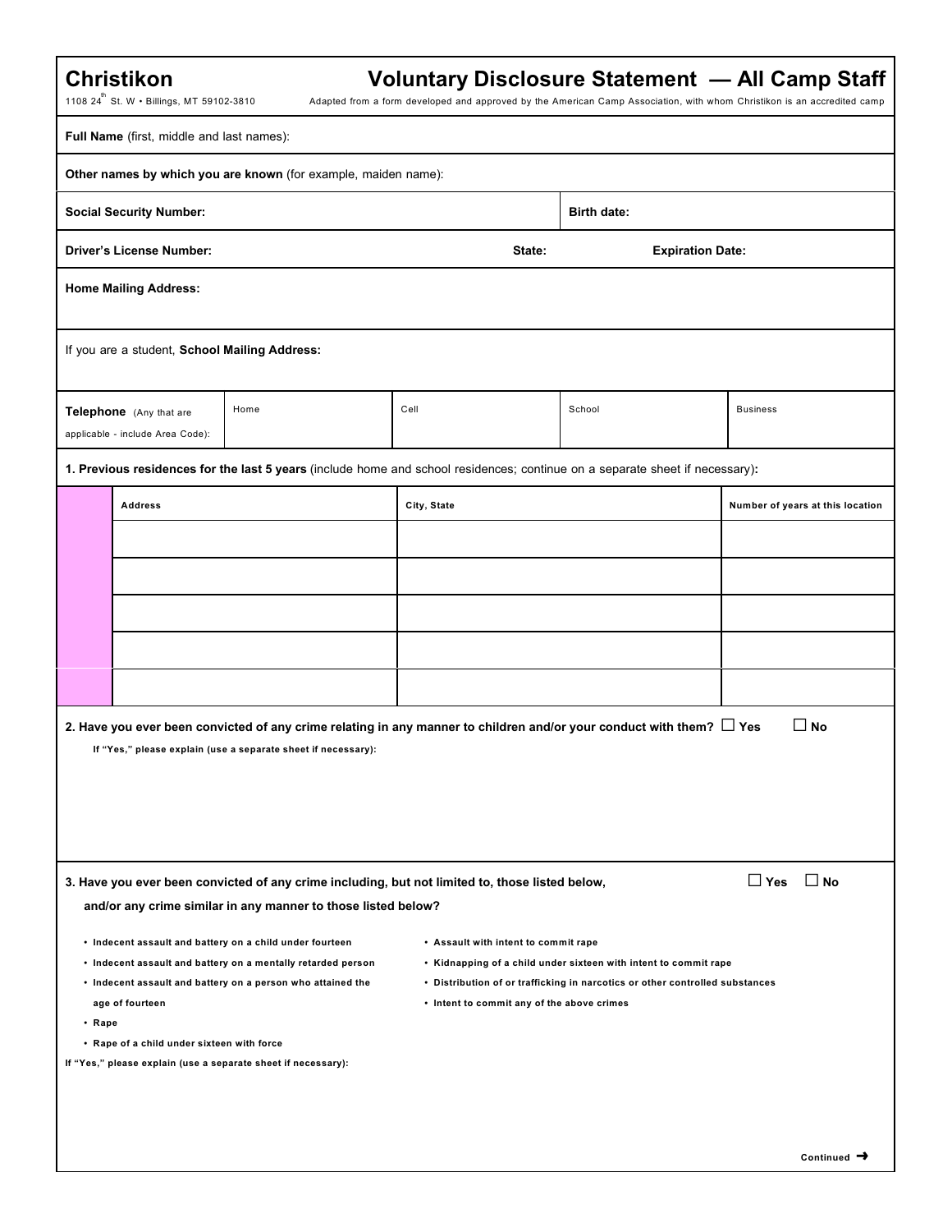# Christikon

1108 24th St. W • Billings, MT 59102-3810

## Voluntary Disclosure Statement — All Camp Staff

Adapted from a form developed and approved by the American Camp Association, with whom Christikon is an accredited camp

**Full Name** (first, middle and last names):

**Other names by which you are known** (for example, maiden name):

**Social Security Number:** | **Birth date:**

**Driver's License Number:** | **State:** | **Expiration Date:**

**Home Mailing Address:**

If you are a student, **School Mailing Address:**

| **Telephone** (Any that are applicable - include Area Code): | Home | Cell | School | Business |
|---|---|---|---|---|
| | | | | |

**1. Previous residences for the last 5 years** (include home and school residences; continue on a separate sheet if necessary)**:**

| Address | City, State | Number of years at this location |
|---|---|---|
| | | |
| | | |
| | | |
| | | |
| | | |

**2. Have you ever been convicted of any crime relating in any manner to children and/or your conduct with them?** ☐ Yes ☐ No

If "Yes," please explain (use a separate sheet if necessary):

**3. Have you ever been convicted of any crime including, but not limited to, those listed below, and/or any crime similar in any manner to those listed below?** ☐ Yes ☐ No

- Indecent assault and battery on a child under fourteen
- Indecent assault and battery on a mentally retarded person
- Indecent assault and battery on a person who attained the age of fourteen
- Rape
- Rape of a child under sixteen with force
- Assault with intent to commit rape
- Kidnapping of a child under sixteen with intent to commit rape
- Distribution of or trafficking in narcotics or other controlled substances
- Intent to commit any of the above crimes

If "Yes," please explain (use a separate sheet if necessary):

Continued ➜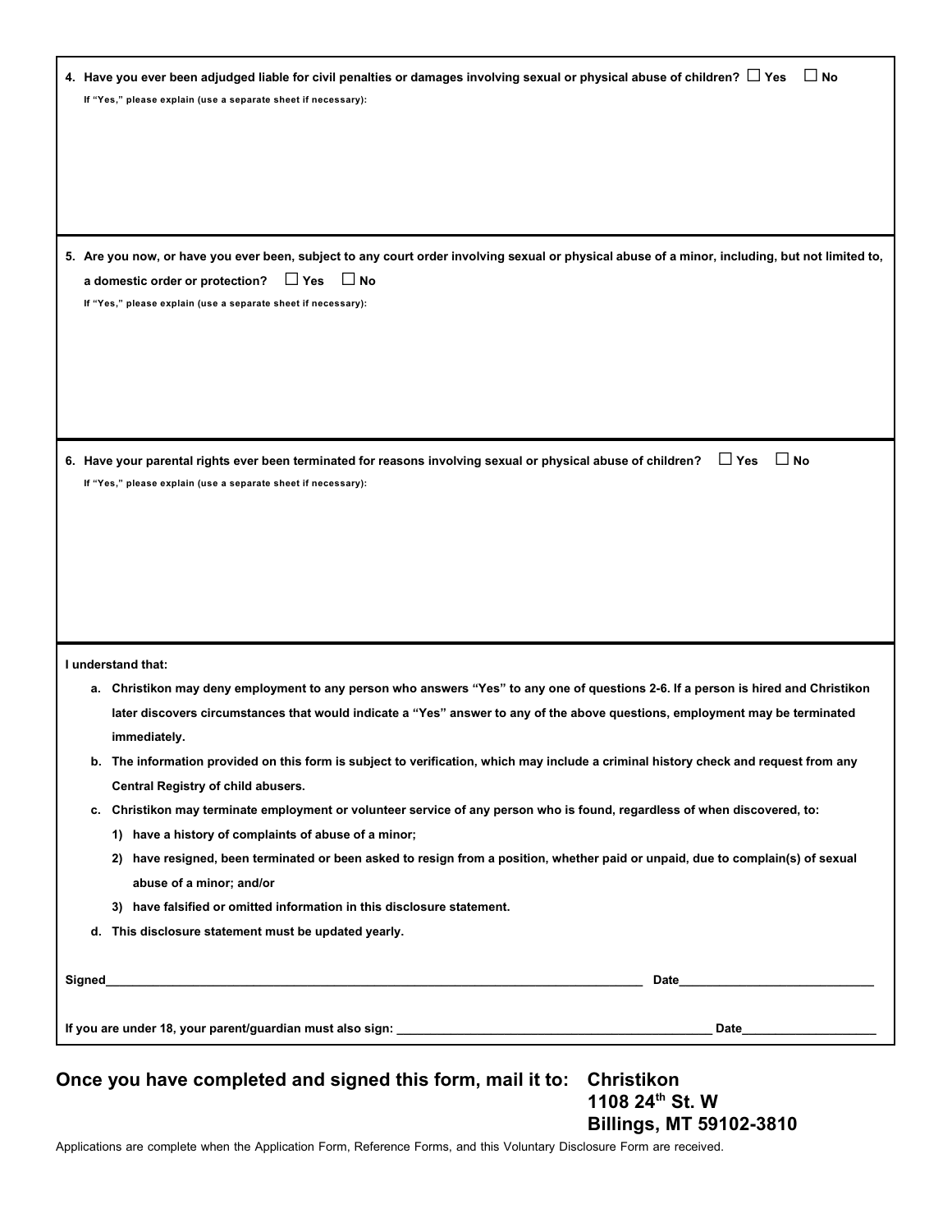4. **Have you ever been adjudged liable for civil penalties or damages involving sexual or physical abuse of children?** ☐ **Yes** ☐ **No**

   **If "Yes," please explain (use a separate sheet if necessary):**

5. **Are you now, or have you ever been, subject to any court order involving sexual or physical abuse of a minor, including, but not limited to, a domestic order or protection?** ☐ **Yes** ☐ **No**

   **If "Yes," please explain (use a separate sheet if necessary):**

6. **Have your parental rights ever been terminated for reasons involving sexual or physical abuse of children?** ☐ **Yes** ☐ **No**

   **If "Yes," please explain (use a separate sheet if necessary):**

**I understand that:**

a. **Christikon may deny employment to any person who answers "Yes" to any one of questions 2-6. If a person is hired and Christikon later discovers circumstances that would indicate a "Yes" answer to any of the above questions, employment may be terminated immediately.**

b. **The information provided on this form is subject to verification, which may include a criminal history check and request from any Central Registry of child abusers.**

c. **Christikon may terminate employment or volunteer service of any person who is found, regardless of when discovered, to:**
   1) **have a history of complaints of abuse of a minor;**
   2) **have resigned, been terminated or been asked to resign from a position, whether paid or unpaid, due to complain(s) of sexual abuse of a minor; and/or**
   3) **have falsified or omitted information in this disclosure statement.**

d. **This disclosure statement must be updated yearly.**

**Signed**\_\_\_\_\_\_\_\_\_\_\_\_\_\_\_\_\_\_\_\_\_\_\_\_\_\_\_\_\_\_\_\_\_\_\_\_\_\_\_\_\_\_\_\_ **Date**\_\_\_\_\_\_\_\_\_\_\_\_\_\_\_\_\_\_\_\_

**If you are under 18, your parent/guardian must also sign:** \_\_\_\_\_\_\_\_\_\_\_\_\_\_\_\_\_\_\_\_\_\_\_\_\_\_\_\_ **Date**\_\_\_\_\_\_\_\_\_\_\_\_\_\_

## Once you have completed and signed this form, mail it to: Christikon
## 1108 24th St. W
## Billings, MT 59102-3810

Applications are complete when the Application Form, Reference Forms, and this Voluntary Disclosure Form are received.